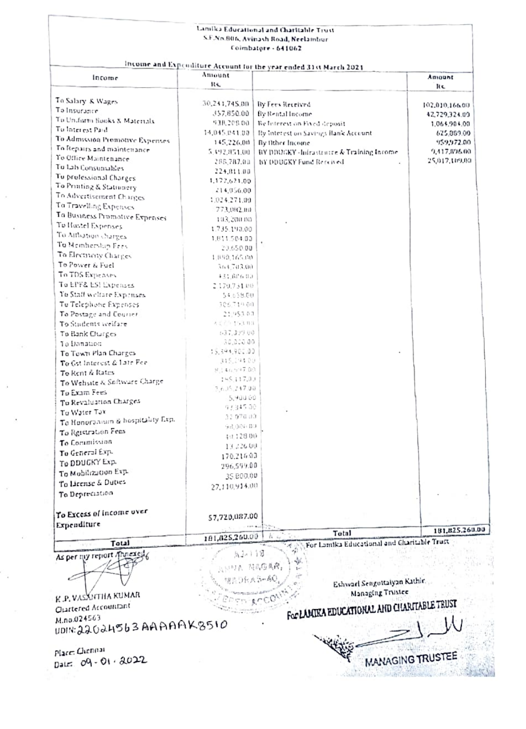# Lamika Educational and Charitable Trust

S.F.No.806, Avinash Road, Neelambur

Coimbatore - 641062

## Income and Expenditure Account for the year ended 31st March 2021

| Income | Amount Rs. | | Amount Rs. |
|---|---|---|---|
| To Salary & Wages | 30,241,745.00 | By Fees Received | 102,010,166.00 |
| To Insurance | 357,850.00 | By Rental Income | 42,729,324.00 |
| To Uniform Books & Materials | 938,208.00 | By Interest on Fixed deposit | 1,064,904.00 |
| To Interest Paid | 14,045,041.00 | By Interest on Savings Bank Account | 625,869.00 |
| To Admission Promotive Expenses | 145,226.00 | By Other Income | 959,972.00 |
| To Repairs and maintenance | 5,492,851.00 | BY DDUGKY -Infrastructure & Training Income | 9,417,896.00 |
| To Office Maintenance | 288,787.00 | BY DDUGKY Fund Received | 25,017,109.00 |
| To Lab Consumables | 224,811.00 | | |
| To professional Charges | 1,172,621.00 | | |
| To Printing & Stationery | 214,056.00 | | |
| To Advertisement Charges | 1,024,271.00 | | |
| To Travelling Expenses | 773,082.00 | | |
| To Business Promotive Expenses | 103,200.00 | | |
| To Hostel Expenses | 1,735,190.00 | | |
| To Affliation charges | 1,811,504.00 | | |
| To Membership Fees | 20,650.00 | | |
| To Electricity Charges | 1,090,165.00 | | |
| To Power & Fuel | 364,703.00 | | |
| To TDS Expenses | 431,606.00 | | |
| To EPF& ESI Expenses | 2,170,731.00 | | |
| To Staff welfare Expenses | 54,658.00 | | |
| To Telephone Expenses | 306,719.00 | | |
| To Postage and Courier | 21,953.00 | | |
| To Students welfare | 4,225,163.00 | | |
| To Bank Charges | 637,309.00 | | |
| To Donation | 30,000.00 | | |
| To Town Plan Charges | 15,394,900.00 | | |
| To Gst Interest & Late Fee | 315,294.00 | | |
| To Rent & Rates | 8,146,597.00 | | |
| To Website & Software Charge | 185,117.00 | | |
| To Exam Fees | 3,635,247.00 | | |
| To Revaluation Charges | 5,900.00 | | |
| To Water Tax | 93,345.00 | | |
| To Honorarium & hospitality Exp. | 32,070.00 | | |
| To Registration Fees | 98,000.00 | | |
| To Commission | 40,128.00 | | |
| To General Exp. | 13,226.00 | | |
| To DDUGKY Exp. | 170,216.00 | | |
| To Mobilization Exp. | 296,599.00 | | |
| To License & Duties | 35,800.00 | | |
| To Depreciation | 27,110,914.00 | | |
| To Excess of Income over Expenditure | 57,720,087.00 | | |
| Total | 181,825,260.00 | Total | 181,825,260.00 |

As per my report Annexed

K.P. VASANTHA KUMAR
Chartered Accountant
M.no.024563
UDIN: 22024563AAAAAK8510

Place: Chennai
Date: 09-01-2022

For Lamika Educational and Charitable Trust

Eshwari Sengottaiyan Kathir
Managing Trustee

For LAMIKA EDUCATIONAL AND CHARITABLE TRUST

MANAGING TRUSTEE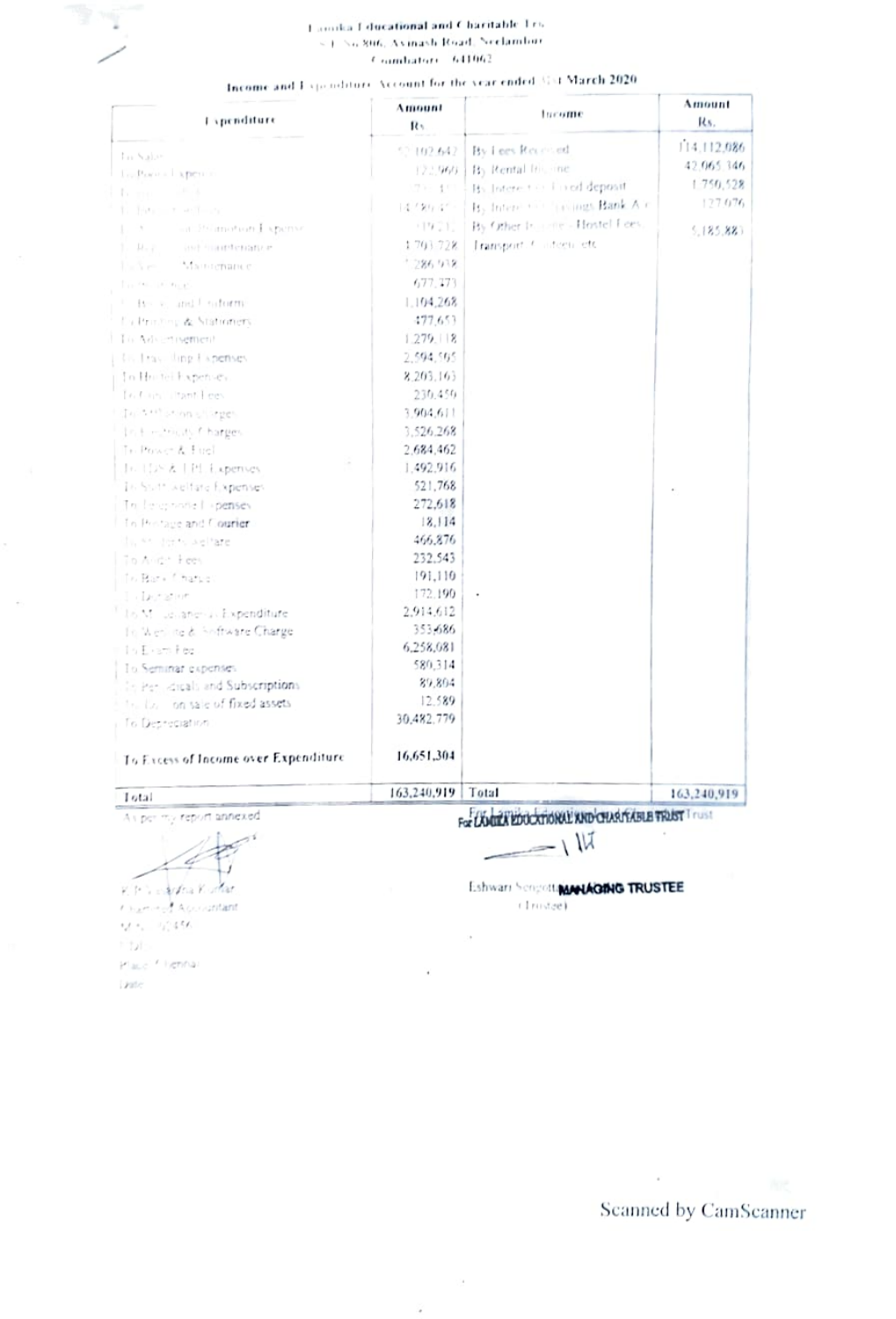Lamika Educational and Charitable Trust
S.F. No.806, Avinash Road, Neelambur
Coimbatore - 641062

**Income and Expenditure Account for the year ended 31st March 2020**

| Expenditure | Amount Rs. | Income | Amount Rs. |
|---|---|---|---|
| To Salary | 52,102,642 | By Fees Received | 114,112,086 |
| To Pooja Expenses | 122,969 | By Rental Income | 42,065,346 |
| To ... | ... | By Interest on Fixed deposit | 1,750,528 |
| To Student welfare | 14,380,4.. | By Interest on Savings Bank A/c | 127,076 |
| To ... Promotion Expense | ...19,2.. | By Other Income - Hostel Fees, Transport, Canteen etc | 5,185,883 |
| To Repairs and maintenance | 4,703,728 | | |
| To Vehicle Maintenance | 1,286,918 | | |
| To ... | 677,273 | | |
| To Books and Uniform | 1,104,268 | | |
| To Printing & Stationery | 477,653 | | |
| To Advertisement | 1,279,118 | | |
| To Travelling Expenses | 2,594,595 | | |
| To Hostel Expenses | 8,205,163 | | |
| To Consultant Fees | 230,459 | | |
| To Affiliation charges | 3,904,611 | | |
| To Electricity Charges | 3,526,268 | | |
| To Power & Fuel | 2,684,462 | | |
| To TDS & TPL Expenses | 1,492,916 | | |
| To Staff welfare Expenses | 521,768 | | |
| To Telephone Expenses | 272,618 | | |
| To Postage and Courier | 18,114 | | |
| To Students welfare | 466,876 | | |
| To Audit Fees | 232,543 | | |
| To Bank Charges | 191,110 | | |
| To Donation | 172,190 | | |
| To Miscellaneous Expenditure | 2,914,612 | | |
| To Website & Software Charge | 353,686 | | |
| To Exam Fee | 6,258,081 | | |
| To Seminar expenses | 580,314 | | |
| To Periodicals and Subscriptions | 89,804 | | |
| To Loss on sale of fixed assets | 12,589 | | |
| To Depreciation | 30,482,779 | | |
| **To Excess of Income over Expenditure** | **16,651,304** | | |
| **Total** | **163,240,919** | **Total** | **163,240,919** |

As per my report annexed

K.P. ... Kumar
Chartered Accountant
M. No. ...

Place: Chennai
Date:

For LAMIKA EDUCATIONAL AND CHARITABLE TRUST

Eshwari Sengottuvel
MANAGING TRUSTEE
(Trustee)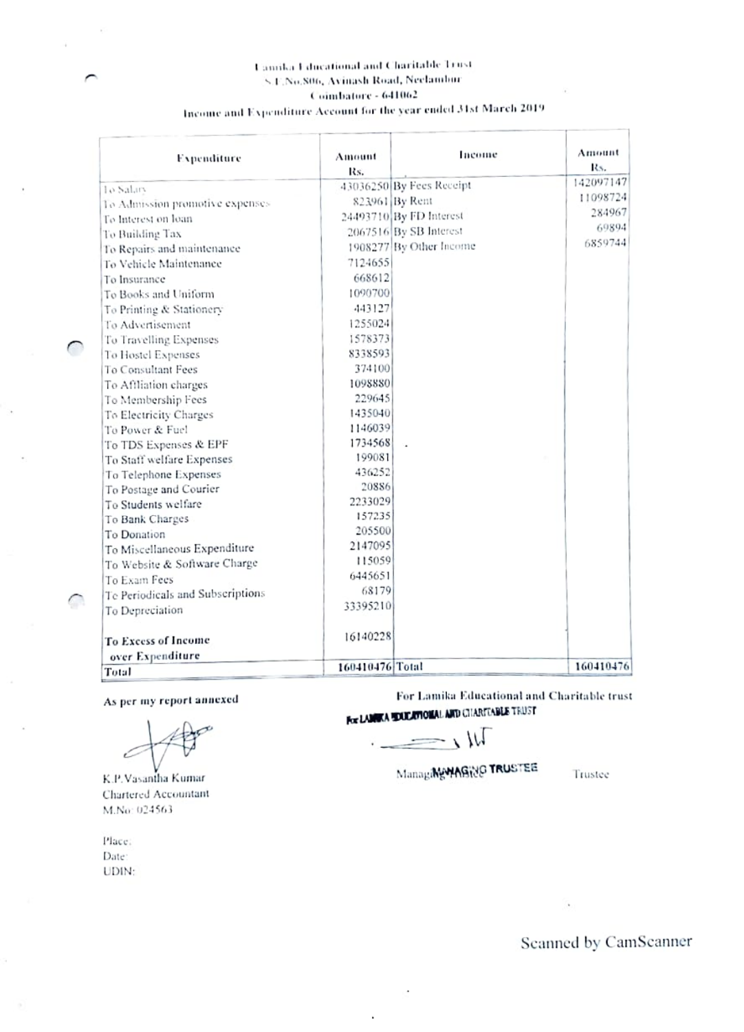Lamika Educational and Charitable Trust
S.F.No.806, Avinash Road, Neelambur
Coimbatore - 641062

## Income and Expenditure Account for the year ended 31st March 2019

| Expenditure | Amount Rs. | Income | Amount Rs. |
|---|---|---|---|
| To Salary | 43036250 | By Fees Receipt | 142097147 |
| To Admission promotive expenses | 823961 | By Rent | 11098724 |
| To Interest on loan | 24493710 | By FD Interest | 284967 |
| To Building Tax | 2067516 | By SB Interest | 69894 |
| To Repairs and maintenance | 1908277 | By Other Income | 6859744 |
| To Vehicle Maintenance | 7124655 | | |
| To Insurance | 668612 | | |
| To Books and Uniform | 1090700 | | |
| To Printing & Stationery | 443127 | | |
| To Advertisement | 1255024 | | |
| To Travelling Expenses | 1578373 | | |
| To Hostel Expenses | 8338593 | | |
| To Consultant Fees | 374100 | | |
| To Affiliation charges | 1098880 | | |
| To Membership Fees | 229645 | | |
| To Electricity Charges | 1435040 | | |
| To Power & Fuel | 1146039 | | |
| To TDS Expenses & EPF | 1734568 | | |
| To Staff welfare Expenses | 199081 | | |
| To Telephone Expenses | 436252 | | |
| To Postage and Courier | 20886 | | |
| To Students welfare | 2233029 | | |
| To Bank Charges | 157235 | | |
| To Donation | 205500 | | |
| To Miscellaneous Expenditure | 2147095 | | |
| To Website & Software Charge | 115059 | | |
| To Exam Fees | 6445651 | | |
| To Periodicals and Subscriptions | 68179 | | |
| To Depreciation | 33395210 | | |
| **To Excess of Income over Expenditure** | 16140228 | | |
| **Total** | **160410476** | **Total** | **160410476** |

**As per my report annexed**

K.P.Vasantha Kumar
Chartered Accountant
M.No: 024563

**For Lamika Educational and Charitable trust**

For LAMIKA EDUCATIONAL AND CHARITABLE TRUST

MANAGING TRUSTEE

Managing Trustee    Trustee

Place:
Date:
UDIN: